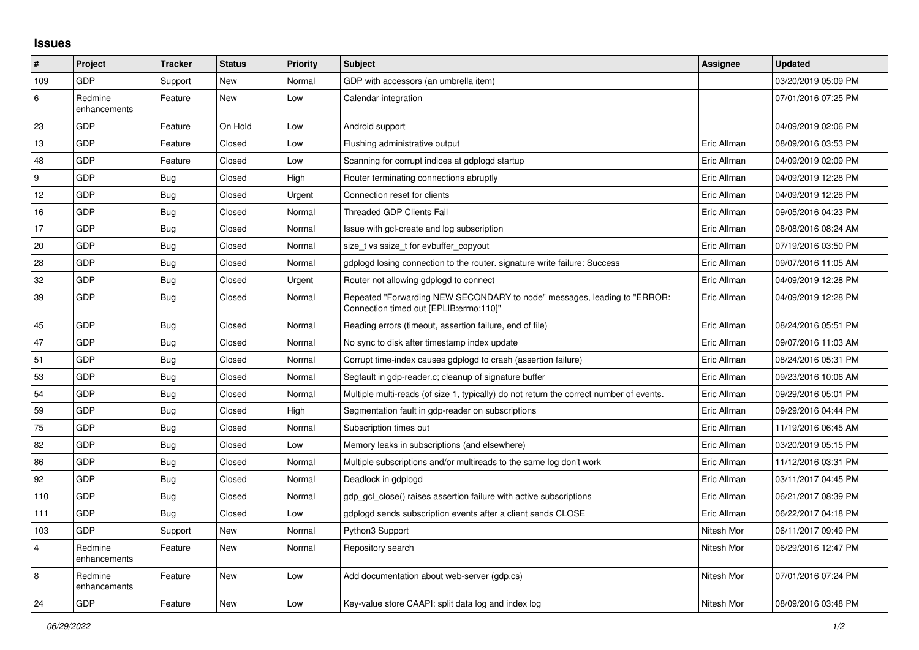# Issues

| # | Project | Tracker | Status | Priority | Subject | Assignee | Updated |
|---|---|---|---|---|---|---|---|
| 109 | GDP | Support | New | Normal | GDP with accessors (an umbrella item) | | 03/20/2019 05:09 PM |
| 6 | Redmine enhancements | Feature | New | Low | Calendar integration | | 07/01/2016 07:25 PM |
| 23 | GDP | Feature | On Hold | Low | Android support | | 04/09/2019 02:06 PM |
| 13 | GDP | Feature | Closed | Low | Flushing administrative output | Eric Allman | 08/09/2016 03:53 PM |
| 48 | GDP | Feature | Closed | Low | Scanning for corrupt indices at gdplogd startup | Eric Allman | 04/09/2019 02:09 PM |
| 9 | GDP | Bug | Closed | High | Router terminating connections abruptly | Eric Allman | 04/09/2019 12:28 PM |
| 12 | GDP | Bug | Closed | Urgent | Connection reset for clients | Eric Allman | 04/09/2019 12:28 PM |
| 16 | GDP | Bug | Closed | Normal | Threaded GDP Clients Fail | Eric Allman | 09/05/2016 04:23 PM |
| 17 | GDP | Bug | Closed | Normal | Issue with gcl-create and log subscription | Eric Allman | 08/08/2016 08:24 AM |
| 20 | GDP | Bug | Closed | Normal | size_t vs ssize_t for evbuffer_copyout | Eric Allman | 07/19/2016 03:50 PM |
| 28 | GDP | Bug | Closed | Normal | gdplogd losing connection to the router. signature write failure: Success | Eric Allman | 09/07/2016 11:05 AM |
| 32 | GDP | Bug | Closed | Urgent | Router not allowing gdplogd to connect | Eric Allman | 04/09/2019 12:28 PM |
| 39 | GDP | Bug | Closed | Normal | Repeated "Forwarding NEW SECONDARY to node" messages, leading to "ERROR: Connection timed out [EPLIB:errno:110]" | Eric Allman | 04/09/2019 12:28 PM |
| 45 | GDP | Bug | Closed | Normal | Reading errors (timeout, assertion failure, end of file) | Eric Allman | 08/24/2016 05:51 PM |
| 47 | GDP | Bug | Closed | Normal | No sync to disk after timestamp index update | Eric Allman | 09/07/2016 11:03 AM |
| 51 | GDP | Bug | Closed | Normal | Corrupt time-index causes gdplogd to crash (assertion failure) | Eric Allman | 08/24/2016 05:31 PM |
| 53 | GDP | Bug | Closed | Normal | Segfault in gdp-reader.c; cleanup of signature buffer | Eric Allman | 09/23/2016 10:06 AM |
| 54 | GDP | Bug | Closed | Normal | Multiple multi-reads (of size 1, typically) do not return the correct number of events. | Eric Allman | 09/29/2016 05:01 PM |
| 59 | GDP | Bug | Closed | High | Segmentation fault in gdp-reader on subscriptions | Eric Allman | 09/29/2016 04:44 PM |
| 75 | GDP | Bug | Closed | Normal | Subscription times out | Eric Allman | 11/19/2016 06:45 AM |
| 82 | GDP | Bug | Closed | Low | Memory leaks in subscriptions (and elsewhere) | Eric Allman | 03/20/2019 05:15 PM |
| 86 | GDP | Bug | Closed | Normal | Multiple subscriptions and/or multireads to the same log don't work | Eric Allman | 11/12/2016 03:31 PM |
| 92 | GDP | Bug | Closed | Normal | Deadlock in gdplogd | Eric Allman | 03/11/2017 04:45 PM |
| 110 | GDP | Bug | Closed | Normal | gdp_gcl_close() raises assertion failure with active subscriptions | Eric Allman | 06/21/2017 08:39 PM |
| 111 | GDP | Bug | Closed | Low | gdplogd sends subscription events after a client sends CLOSE | Eric Allman | 06/22/2017 04:18 PM |
| 103 | GDP | Support | New | Normal | Python3 Support | Nitesh Mor | 06/11/2017 09:49 PM |
| 4 | Redmine enhancements | Feature | New | Normal | Repository search | Nitesh Mor | 06/29/2016 12:47 PM |
| 8 | Redmine enhancements | Feature | New | Low | Add documentation about web-server (gdp.cs) | Nitesh Mor | 07/01/2016 07:24 PM |
| 24 | GDP | Feature | New | Low | Key-value store CAAPI: split data log and index log | Nitesh Mor | 08/09/2016 03:48 PM |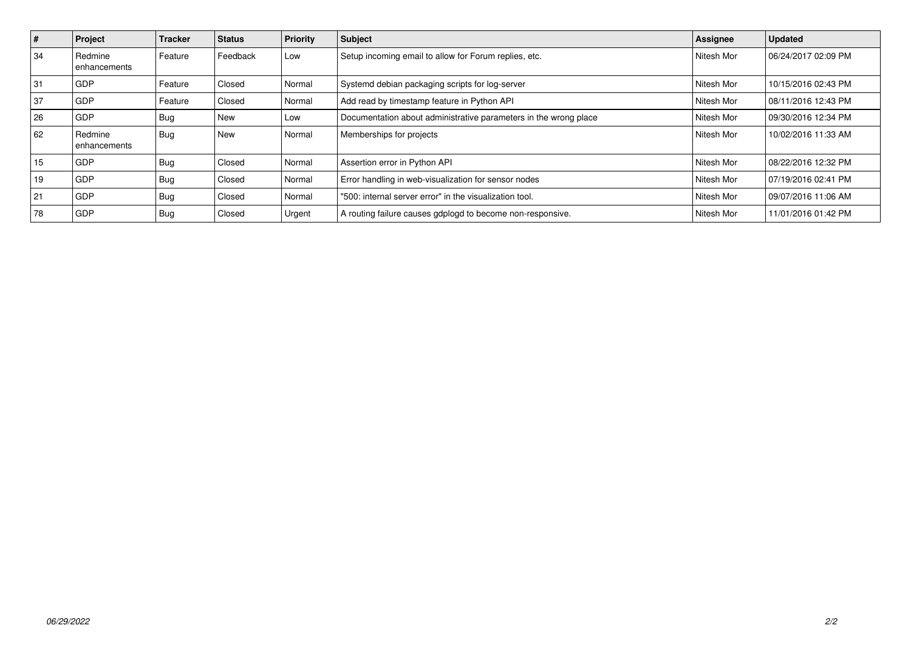| # | Project | Tracker | Status | Priority | Subject | Assignee | Updated |
|---|---|---|---|---|---|---|---|
| 34 | Redmine enhancements | Feature | Feedback | Low | Setup incoming email to allow for Forum replies, etc. | Nitesh Mor | 06/24/2017 02:09 PM |
| 31 | GDP | Feature | Closed | Normal | Systemd debian packaging scripts for log-server | Nitesh Mor | 10/15/2016 02:43 PM |
| 37 | GDP | Feature | Closed | Normal | Add read by timestamp feature in Python API | Nitesh Mor | 08/11/2016 12:43 PM |
| 26 | GDP | Bug | New | Low | Documentation about administrative parameters in the wrong place | Nitesh Mor | 09/30/2016 12:34 PM |
| 62 | Redmine enhancements | Bug | New | Normal | Memberships for projects | Nitesh Mor | 10/02/2016 11:33 AM |
| 15 | GDP | Bug | Closed | Normal | Assertion error in Python API | Nitesh Mor | 08/22/2016 12:32 PM |
| 19 | GDP | Bug | Closed | Normal | Error handling in web-visualization for sensor nodes | Nitesh Mor | 07/19/2016 02:41 PM |
| 21 | GDP | Bug | Closed | Normal | "500: internal server error" in the visualization tool. | Nitesh Mor | 09/07/2016 11:06 AM |
| 78 | GDP | Bug | Closed | Urgent | A routing failure causes gdplogd to become non-responsive. | Nitesh Mor | 11/01/2016 01:42 PM |

*06/29/2022*